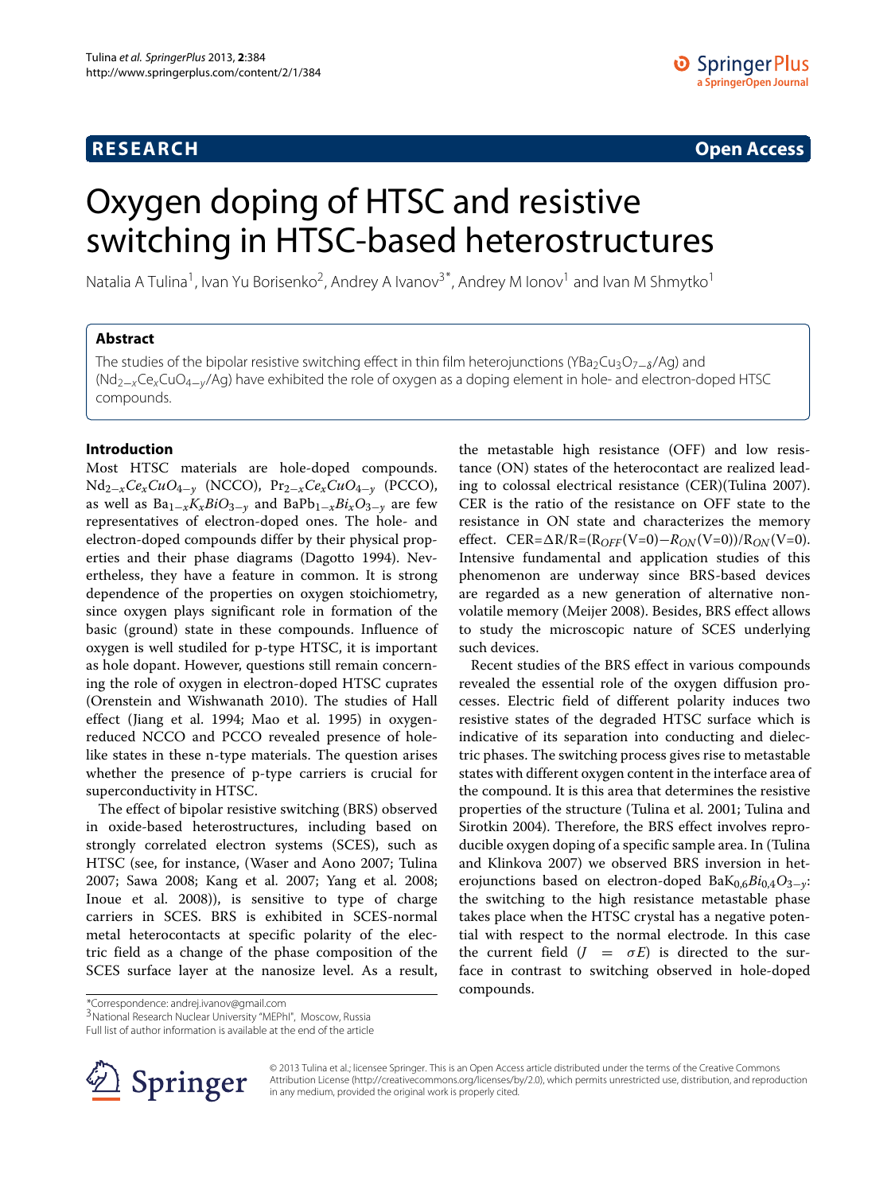RESEARCH

Open Access

# Oxygen doping of HTSC and resistive switching in HTSC-based heterostructures

Natalia A Tulina[1], Ivan Yu Borisenko[2], Andrey A Ivanov[3*], Andrey M Ionov[1] and Ivan M Shmytko[1]

## Abstract

The studies of the bipolar resistive switching effect in thin film heterojunctions ($YBa_2Cu_3O_{7-\delta}$/Ag) and ($Nd_{2-x}Ce_xCuO_{4-y}$/Ag) have exhibited the role of oxygen as a doping element in hole- and electron-doped HTSC compounds.

## Introduction

Most HTSC materials are hole-doped compounds. $Nd_{2-x}Ce_xCuO_{4-y}$ (NCCO), $Pr_{2-x}Ce_xCuO_{4-y}$ (PCCO), as well as $Ba_{1-x}K_xBiO_{3-y}$ and $BaPb_{1-x}Bi_xO_{3-y}$ are few representatives of electron-doped ones. The hole- and electron-doped compounds differ by their physical properties and their phase diagrams (Dagotto 1994). Nevertheless, they have a feature in common. It is strong dependence of the properties on oxygen stoichiometry, since oxygen plays significant role in formation of the basic (ground) state in these compounds. Influence of oxygen is well studiled for p-type HTSC, it is important as hole dopant. However, questions still remain concerning the role of oxygen in electron-doped HTSC cuprates (Orenstein and Wishwanath 2010). The studies of Hall effect (Jiang et al. 1994; Mao et al. 1995) in oxygen-reduced NCCO and PCCO revealed presence of hole-like states in these n-type materials. The question arises whether the presence of p-type carriers is crucial for superconductivity in HTSC.

The effect of bipolar resistive switching (BRS) observed in oxide-based heterostructures, including based on strongly correlated electron systems (SCES), such as HTSC (see, for instance, (Waser and Aono 2007; Tulina 2007; Sawa 2008; Kang et al. 2007; Yang et al. 2008; Inoue et al. 2008)), is sensitive to type of charge carriers in SCES. BRS is exhibited in SCES-normal metal heterocontacts at specific polarity of the electric field as a change of the phase composition of the SCES surface layer at the nanosize level. As a result, the metastable high resistance (OFF) and low resistance (ON) states of the heterocontact are realized leading to colossal electrical resistance (CER)(Tulina 2007). CER is the ratio of the resistance on OFF state to the resistance in ON state and characterizes the memory effect. CER=$\Delta$R/R=($R_{OFF}$(V=0)$-R_{ON}$(V=0))/$R_{ON}$(V=0). Intensive fundamental and application studies of this phenomenon are underway since BRS-based devices are regarded as a new generation of alternative non-volatile memory (Meijer 2008). Besides, BRS effect allows to study the microscopic nature of SCES underlying such devices.

Recent studies of the BRS effect in various compounds revealed the essential role of the oxygen diffusion processes. Electric field of different polarity induces two resistive states of the degraded HTSC surface which is indicative of its separation into conducting and dielectric phases. The switching process gives rise to metastable states with different oxygen content in the interface area of the compound. It is this area that determines the resistive properties of the structure (Tulina et al. 2001; Tulina and Sirotkin 2004). Therefore, the BRS effect involves reproducible oxygen doping of a specific sample area. In (Tulina and Klinkova 2007) we observed BRS inversion in heterojunctions based on electron-doped $BaK_{0,6}Bi_{0,4}O_{3-y}$: the switching to the high resistance metastable phase takes place when the HTSC crystal has a negative potential with respect to the normal electrode. In this case the current field ($J = \sigma E$) is directed to the surface in contrast to switching observed in hole-doped compounds.

*Correspondence: andrej.ivanov@gmail.com
[3]National Research Nuclear University "MEPhI", Moscow, Russia
Full list of author information is available at the end of the article

© 2013 Tulina et al.; licensee Springer. This is an Open Access article distributed under the terms of the Creative Commons Attribution License (http://creativecommons.org/licenses/by/2.0), which permits unrestricted use, distribution, and reproduction in any medium, provided the original work is properly cited.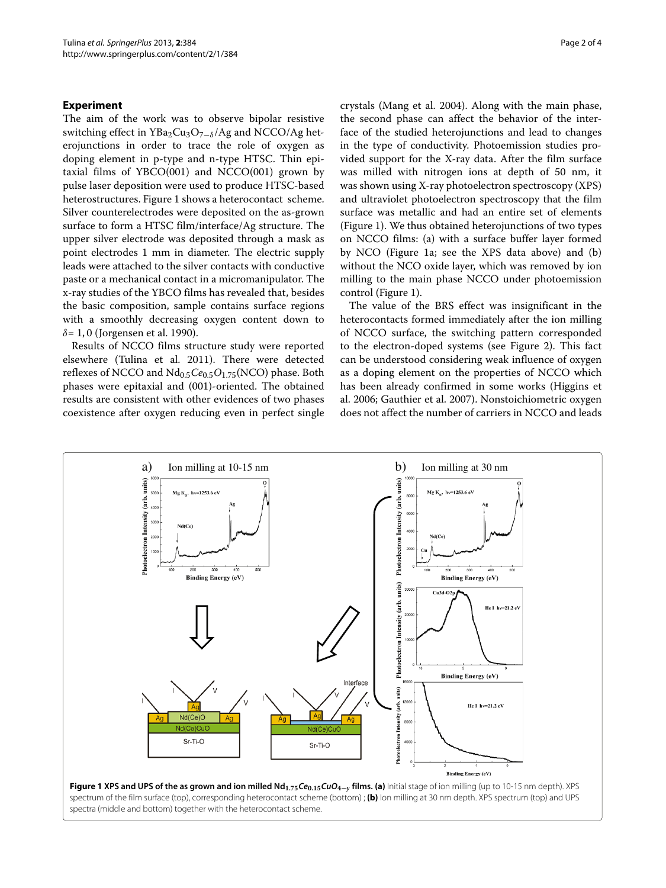## Experiment

The aim of the work was to observe bipolar resistive switching effect in $YBa_2Cu_3O_{7-\delta}$/Ag and NCCO/Ag heterojunctions in order to trace the role of oxygen as doping element in p-type and n-type HTSC. Thin epitaxial films of YBCO(001) and NCCO(001) grown by pulse laser deposition were used to produce HTSC-based heterostructures. Figure 1 shows a heterocontact scheme. Silver counterelectrodes were deposited on the as-grown surface to form a HTSC film/interface/Ag structure. The upper silver electrode was deposited through a mask as point electrodes 1 mm in diameter. The electric supply leads were attached to the silver contacts with conductive paste or a mechanical contact in a micromanipulator. The x-ray studies of the YBCO films has revealed that, besides the basic composition, sample contains surface regions with a smoothly decreasing oxygen content down to $\delta = 1,0$ (Jorgensen et al. 1990).

Results of NCCO films structure study were reported elsewhere (Tulina et al. 2011). There were detected reflexes of NCCO and $Nd_{0.5}Ce_{0.5}O_{1.75}$(NCO) phase. Both phases were epitaxial and (001)-oriented. The obtained results are consistent with other evidences of two phases coexistence after oxygen reducing even in perfect single crystals (Mang et al. 2004). Along with the main phase, the second phase can affect the behavior of the interface of the studied heterojunctions and lead to changes in the type of conductivity. Photoemission studies provided support for the X-ray data. After the film surface was milled with nitrogen ions at depth of 50 nm, it was shown using X-ray photoelectron spectroscopy (XPS) and ultraviolet photoelectron spectroscopy that the film surface was metallic and had an entire set of elements (Figure 1). We thus obtained heterojunctions of two types on NCCO films: (a) with a surface buffer layer formed by NCO (Figure 1a; see the XPS data above) and (b) without the NCO oxide layer, which was removed by ion milling to the main phase NCCO under photoemission control (Figure 1).

The value of the BRS effect was insignificant in the heterocontacts formed immediately after the ion milling of NCCO surface, the switching pattern corresponded to the electron-doped systems (see Figure 2). This fact can be understood considering weak influence of oxygen as a doping element on the properties of NCCO which has been already confirmed in some works (Higgins et al. 2006; Gauthier et al. 2007). Nonstoichiometric oxygen does not affect the number of carriers in NCCO and leads

**Figure 1 XPS and UPS of the as grown and ion milled $Nd_{1.75}Ce_{0.15}CuO_{4-y}$ films. (a)** Initial stage of ion milling (up to 10-15 nm depth). XPS spectrum of the film surface (top), corresponding heterocontact scheme (bottom) ; **(b)** Ion milling at 30 nm depth. XPS spectrum (top) and UPS spectra (middle and bottom) together with the heterocontact scheme.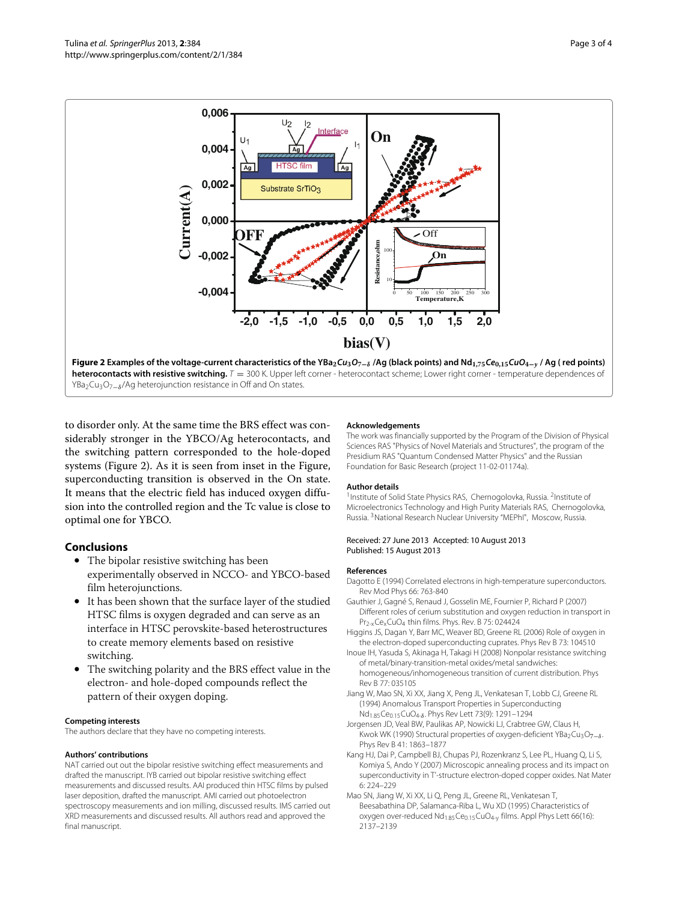**Figure 2 Examples of the voltage-current characteristics of the $YBa_2Cu_3O_{7-\delta}$ /Ag (black points) and $Nd_{1,75}Ce_{0,15}CuO_{4-y}$ / Ag ( red points) heterocontacts with resistive switching.** $T = 300$ K. Upper left corner - heterocontact scheme; Lower right corner - temperature dependences of $YBa_2Cu_3O_{7-\delta}$/Ag heterojunction resistance in Off and On states.

to disorder only. At the same time the BRS effect was considerably stronger in the YBCO/Ag heterocontacts, and the switching pattern corresponded to the hole-doped systems (Figure 2). As it is seen from inset in the Figure, superconducting transition is observed in the On state. It means that the electric field has induced oxygen diffusion into the controlled region and the Tc value is close to optimal one for YBCO.

## Conclusions

- The bipolar resistive switching has been experimentally observed in NCCO- and YBCO-based film heterojunctions.
- It has been shown that the surface layer of the studied HTSC films is oxygen degraded and can serve as an interface in HTSC perovskite-based heterostructures to create memory elements based on resistive switching.
- The switching polarity and the BRS effect value in the electron- and hole-doped compounds reflect the pattern of their oxygen doping.

### Competing interests

The authors declare that they have no competing interests.

### Authors' contributions

NAT carried out out the bipolar resistive switching effect measurements and drafted the manuscript. IYB carried out bipolar resistive switching effect measurements and discussed results. AAI produced thin HTSC films by pulsed laser deposition, drafted the manuscript. AMI carried out photoelectron spectroscopy measurements and ion milling, discussed results. IMS carried out XRD measurements and discussed results. All authors read and approved the final manuscript.

### Acknowledgements

The work was financially supported by the Program of the Division of Physical Sciences RAS "Physics of Novel Materials and Structures", the program of the Presidium RAS "Quantum Condensed Matter Physics" and the Russian Foundation for Basic Research (project 11-02-01174a).

### Author details

[1]Institute of Solid State Physics RAS, Chernogolovka, Russia. [2]Institute of Microelectronics Technology and High Purity Materials RAS, Chernogolovka, Russia. [3]National Research Nuclear University "MEPhI", Moscow, Russia.

Received: 27 June 2013 Accepted: 10 August 2013
Published: 15 August 2013

### References

Dagotto E (1994) Correlated electrons in high-temperature superconductors. Rev Mod Phys 66: 763-840

Gauthier J, Gagné S, Renaud J, Gosselin ME, Fournier P, Richard P (2007) Different roles of cerium substitution and oxygen reduction in transport in $Pr_{2-x}Ce_xCuO_4$ thin films. Phys. Rev. B 75: 024424

Higgins JS, Dagan Y, Barr MC, Weaver BD, Greene RL (2006) Role of oxygen in the electron-doped superconducting cuprates. Phys Rev B 73: 104510

Inoue IH, Yasuda S, Akinaga H, Takagi H (2008) Nonpolar resistance switching of metal/binary-transition-metal oxides/metal sandwiches: homogeneous/inhomogeneous transition of current distribution. Phys Rev B 77: 035105

Jiang W, Mao SN, Xi XX, Jiang X, Peng JL, Venkatesan T, Lobb CJ, Greene RL (1994) Anomalous Transport Properties in Superconducting $Nd_{1.85}Ce_{0.15}CuO_{4\pm\delta}$. Phys Rev Lett 73(9): 1291–1294

Jorgensen JD, Veal BW, Paulikas AP, Nowicki LJ, Crabtree GW, Claus H, Kwok WK (1990) Structural properties of oxygen-deficient $YBa_2Cu_3O_{7-\delta}$. Phys Rev B 41: 1863–1877

Kang HJ, Dai P, Campbell BJ, Chupas PJ, Rozenkranz S, Lee PL, Huang Q, Li S, Komiya S, Ando Y (2007) Microscopic annealing process and its impact on superconductivity in T'-structure electron-doped copper oxides. Nat Mater 6: 224–229

Mao SN, Jiang W, Xi XX, Li Q, Peng JL, Greene RL, Venkatesan T, Beesabathina DP, Salamanca-Riba L, Wu XD (1995) Characteristics of oxygen over-reduced $Nd_{1.85}Ce_{0.15}CuO_{4-y}$ films. Appl Phys Lett 66(16): 2137–2139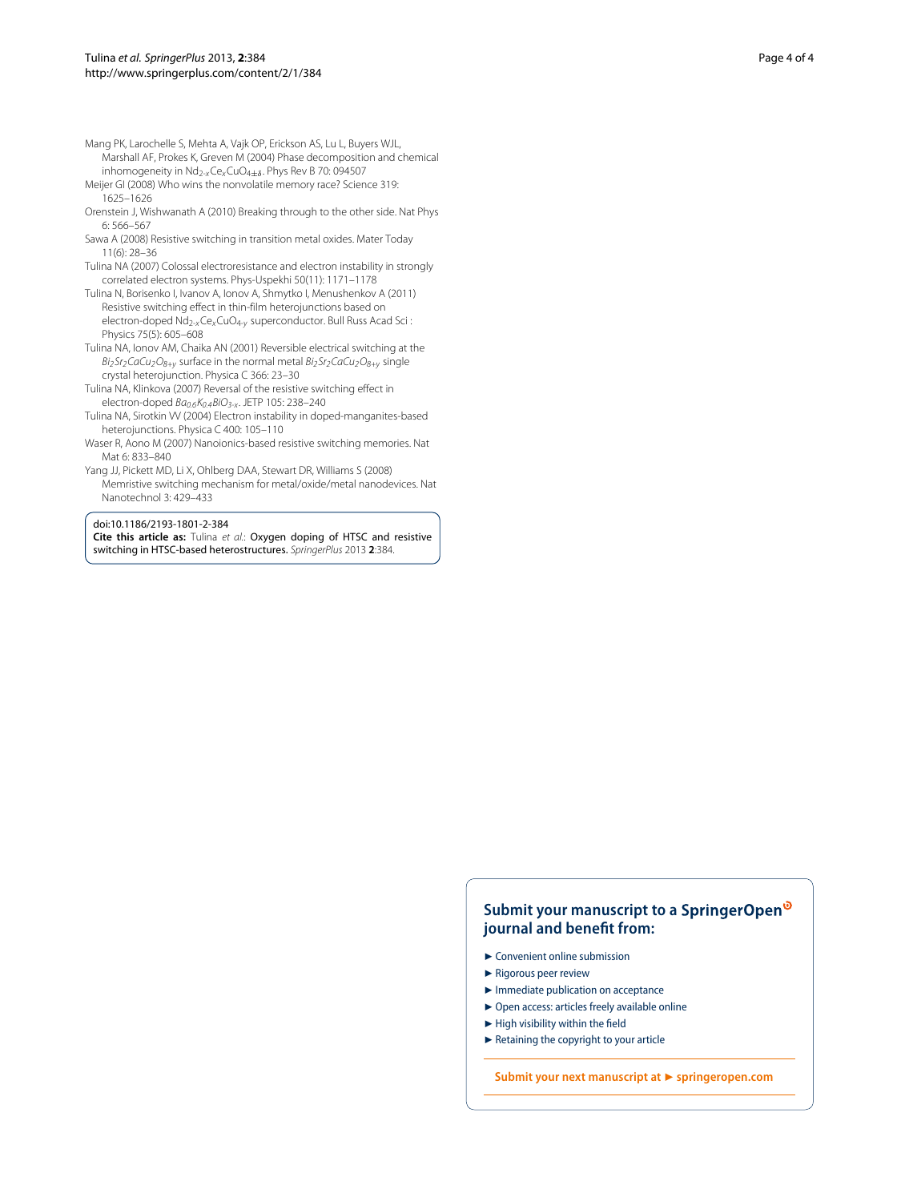Mang PK, Larochelle S, Mehta A, Vajk OP, Erickson AS, Lu L, Buyers WJL, Marshall AF, Prokes K, Greven M (2004) Phase decomposition and chemical inhomogeneity in $Nd_{2-x}Ce_xCuO_{4\pm\delta}$. Phys Rev B 70: 094507

Meijer GI (2008) Who wins the nonvolatile memory race? Science 319: 1625–1626

Orenstein J, Wishwanath A (2010) Breaking through to the other side. Nat Phys 6: 566–567

Sawa A (2008) Resistive switching in transition metal oxides. Mater Today 11(6): 28–36

Tulina NA (2007) Colossal electroresistance and electron instability in strongly correlated electron systems. Phys-Uspekhi 50(11): 1171–1178

Tulina N, Borisenko I, Ivanov A, Ionov A, Shmytko I, Menushenkov A (2011) Resistive switching effect in thin-film heterojunctions based on electron-doped $Nd_{2-x}Ce_xCuO_{4-y}$ superconductor. Bull Russ Acad Sci : Physics 75(5): 605–608

Tulina NA, Ionov AM, Chaika AN (2001) Reversible electrical switching at the $Bi_2Sr_2CaCu_2O_{8+y}$ surface in the normal metal $Bi_2Sr_2CaCu_2O_{8+y}$ single crystal heterojunction. Physica C 366: 23–30

Tulina NA, Klinkova (2007) Reversal of the resistive switching effect in electron-doped $Ba_{0.6}K_{0.4}BiO_{3-x}$. JETP 105: 238–240

Tulina NA, Sirotkin VV (2004) Electron instability in doped-manganites-based heterojunctions. Physica C 400: 105–110

Waser R, Aono M (2007) Nanoionics-based resistive switching memories. Nat Mat 6: 833–840

Yang JJ, Pickett MD, Li X, Ohlberg DAA, Stewart DR, Williams S (2008) Memristive switching mechanism for metal/oxide/metal nanodevices. Nat Nanotechnol 3: 429–433

doi:10.1186/2193-1801-2-384

**Cite this article as:** Tulina *et al.*: Oxygen doping of HTSC and resistive switching in HTSC-based heterostructures. *SpringerPlus* 2013 **2**:384.

**Submit your manuscript to a SpringerOpen journal and benefit from:**

- ► Convenient online submission
- ► Rigorous peer review
- ► Immediate publication on acceptance
- ► Open access: articles freely available online
- ► High visibility within the field
- ► Retaining the copyright to your article

**Submit your next manuscript at ► springeropen.com**